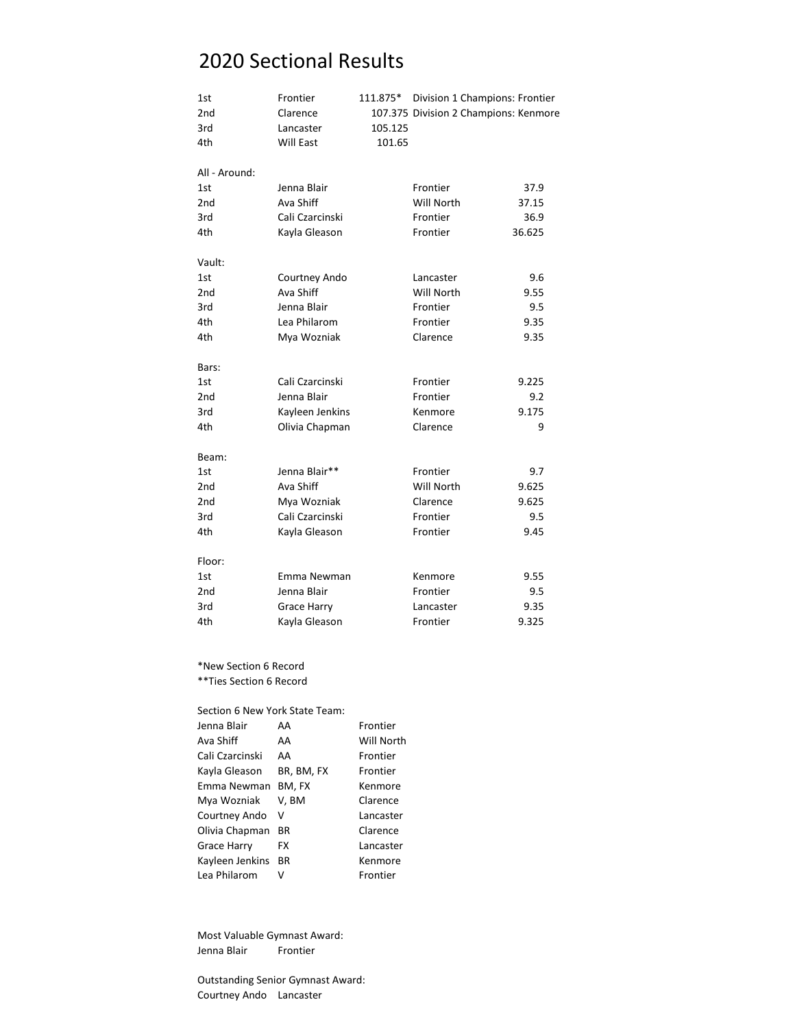# 2020 Sectional Results

| | | | |
|---|---|---|---|
| 1st | Frontier | 111.875* | Division 1 Champions: Frontier |
| 2nd | Clarence | 107.375 | Division 2 Champions: Kenmore |
| 3rd | Lancaster | 105.125 | |
| 4th | Will East | 101.65 | |

All - Around:

| | | | |
|---|---|---|---|
| 1st | Jenna Blair | Frontier | 37.9 |
| 2nd | Ava Shiff | Will North | 37.15 |
| 3rd | Cali Czarcinski | Frontier | 36.9 |
| 4th | Kayla Gleason | Frontier | 36.625 |

Vault:

| | | | |
|---|---|---|---|
| 1st | Courtney Ando | Lancaster | 9.6 |
| 2nd | Ava Shiff | Will North | 9.55 |
| 3rd | Jenna Blair | Frontier | 9.5 |
| 4th | Lea Philarom | Frontier | 9.35 |
| 4th | Mya Wozniak | Clarence | 9.35 |

Bars:

| | | | |
|---|---|---|---|
| 1st | Cali Czarcinski | Frontier | 9.225 |
| 2nd | Jenna Blair | Frontier | 9.2 |
| 3rd | Kayleen Jenkins | Kenmore | 9.175 |
| 4th | Olivia Chapman | Clarence | 9 |

Beam:

| | | | |
|---|---|---|---|
| 1st | Jenna Blair** | Frontier | 9.7 |
| 2nd | Ava Shiff | Will North | 9.625 |
| 2nd | Mya Wozniak | Clarence | 9.625 |
| 3rd | Cali Czarcinski | Frontier | 9.5 |
| 4th | Kayla Gleason | Frontier | 9.45 |

Floor:

| | | | |
|---|---|---|---|
| 1st | Emma Newman | Kenmore | 9.55 |
| 2nd | Jenna Blair | Frontier | 9.5 |
| 3rd | Grace Harry | Lancaster | 9.35 |
| 4th | Kayla Gleason | Frontier | 9.325 |

*New Section 6 Record
**Ties Section 6 Record

Section 6 New York State Team:

| | | |
|---|---|---|
| Jenna Blair | AA | Frontier |
| Ava Shiff | AA | Will North |
| Cali Czarcinski | AA | Frontier |
| Kayla Gleason | BR, BM, FX | Frontier |
| Emma Newman | BM, FX | Kenmore |
| Mya Wozniak | V, BM | Clarence |
| Courtney Ando | V | Lancaster |
| Olivia Chapman | BR | Clarence |
| Grace Harry | FX | Lancaster |
| Kayleen Jenkins | BR | Kenmore |
| Lea Philarom | V | Frontier |

Most Valuable Gymnast Award:
Jenna Blair Frontier

Outstanding Senior Gymnast Award:
Courtney Ando Lancaster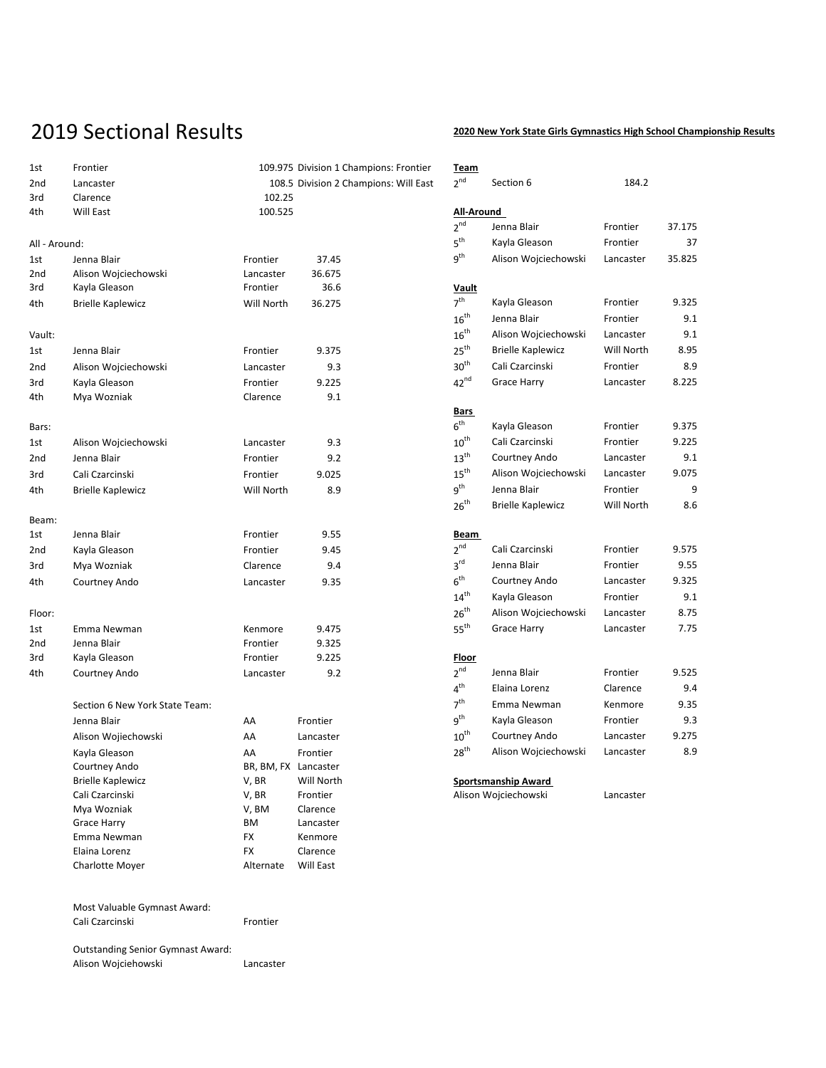# 2019 Sectional Results

| | | | |
|---|---|---|---|
| 1st | Frontier | 109.975 | Division 1 Champions: Frontier |
| 2nd | Lancaster | 108.5 | Division 2 Champions: Will East |
| 3rd | Clarence | 102.25 | |
| 4th | Will East | 100.525 | |

**All - Around:**

| | | | |
|---|---|---|---|
| 1st | Jenna Blair | Frontier | 37.45 |
| 2nd | Alison Wojciechowski | Lancaster | 36.675 |
| 3rd | Kayla Gleason | Frontier | 36.6 |
| 4th | Brielle Kaplewicz | Will North | 36.275 |

**Vault:**

| | | | |
|---|---|---|---|
| 1st | Jenna Blair | Frontier | 9.375 |
| 2nd | Alison Wojciechowski | Lancaster | 9.3 |
| 3rd | Kayla Gleason | Frontier | 9.225 |
| 4th | Mya Wozniak | Clarence | 9.1 |

**Bars:**

| | | | |
|---|---|---|---|
| 1st | Alison Wojciechowski | Lancaster | 9.3 |
| 2nd | Jenna Blair | Frontier | 9.2 |
| 3rd | Cali Czarcinski | Frontier | 9.025 |
| 4th | Brielle Kaplewicz | Will North | 8.9 |

**Beam:**

| | | | |
|---|---|---|---|
| 1st | Jenna Blair | Frontier | 9.55 |
| 2nd | Kayla Gleason | Frontier | 9.45 |
| 3rd | Mya Wozniak | Clarence | 9.4 |
| 4th | Courtney Ando | Lancaster | 9.35 |

**Floor:**

| | | | |
|---|---|---|---|
| 1st | Emma Newman | Kenmore | 9.475 |
| 2nd | Jenna Blair | Frontier | 9.325 |
| 3rd | Kayla Gleason | Frontier | 9.225 |
| 4th | Courtney Ando | Lancaster | 9.2 |

**Section 6 New York State Team:**

| | | |
|---|---|---|
| Jenna Blair | AA | Frontier |
| Alison Wojiechowski | AA | Lancaster |
| Kayla Gleason | AA | Frontier |
| Courtney Ando | BR, BM, FX | Lancaster |
| Brielle Kaplewicz | V, BR | Will North |
| Cali Czarcinski | V, BR | Frontier |
| Mya Wozniak | V, BM | Clarence |
| Grace Harry | BM | Lancaster |
| Emma Newman | FX | Kenmore |
| Elaina Lorenz | FX | Clarence |
| Charlotte Moyer | Alternate | Will East |

Most Valuable Gymnast Award:
Cali Czarcinski — Frontier

Outstanding Senior Gymnast Award:
Alison Wojciehowski — Lancaster

## 2020 New York State Girls Gymnastics High School Championship Results

**Team**

| | | |
|---|---|---|
| 2nd | Section 6 | 184.2 |

**All-Around**

| | | | |
|---|---|---|---|
| 2nd | Jenna Blair | Frontier | 37.175 |
| 5th | Kayla Gleason | Frontier | 37 |
| 9th | Alison Wojciechowski | Lancaster | 35.825 |

**Vault**

| | | | |
|---|---|---|---|
| 7th | Kayla Gleason | Frontier | 9.325 |
| 16th | Jenna Blair | Frontier | 9.1 |
| 16th | Alison Wojciechowski | Lancaster | 9.1 |
| 25th | Brielle Kaplewicz | Will North | 8.95 |
| 30th | Cali Czarcinski | Frontier | 8.9 |
| 42nd | Grace Harry | Lancaster | 8.225 |

**Bars**

| | | | |
|---|---|---|---|
| 6th | Kayla Gleason | Frontier | 9.375 |
| 10th | Cali Czarcinski | Frontier | 9.225 |
| 13th | Courtney Ando | Lancaster | 9.1 |
| 15th | Alison Wojciechowski | Lancaster | 9.075 |
| 9th | Jenna Blair | Frontier | 9 |
| 26th | Brielle Kaplewicz | Will North | 8.6 |

**Beam**

| | | | |
|---|---|---|---|
| 2nd | Cali Czarcinski | Frontier | 9.575 |
| 3rd | Jenna Blair | Frontier | 9.55 |
| 6th | Courtney Ando | Lancaster | 9.325 |
| 14th | Kayla Gleason | Frontier | 9.1 |
| 26th | Alison Wojciechowski | Lancaster | 8.75 |
| 55th | Grace Harry | Lancaster | 7.75 |

**Floor**

| | | | |
|---|---|---|---|
| 2nd | Jenna Blair | Frontier | 9.525 |
| 4th | Elaina Lorenz | Clarence | 9.4 |
| 7th | Emma Newman | Kenmore | 9.35 |
| 9th | Kayla Gleason | Frontier | 9.3 |
| 10th | Courtney Ando | Lancaster | 9.275 |
| 28th | Alison Wojciechowski | Lancaster | 8.9 |

**Sportsmanship Award**

Alison Wojciechowski — Lancaster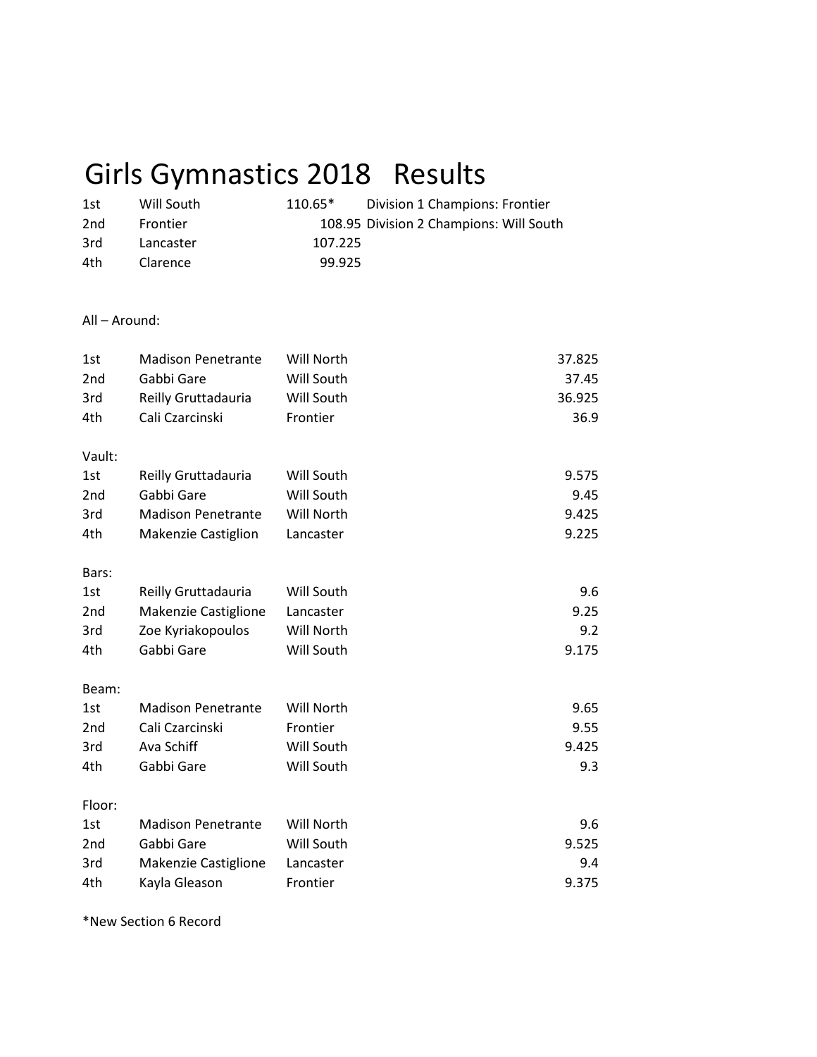# Girls Gymnastics 2018 Results

| | | | |
|---|---|---|---|
| 1st | Will South | 110.65* | Division 1 Champions: Frontier |
| 2nd | Frontier | 108.95 | Division 2 Champions: Will South |
| 3rd | Lancaster | 107.225 | |
| 4th | Clarence | 99.925 | |

All – Around:

| | | | |
|---|---|---|---|
| 1st | Madison Penetrante | Will North | 37.825 |
| 2nd | Gabbi Gare | Will South | 37.45 |
| 3rd | Reilly Gruttadauria | Will South | 36.925 |
| 4th | Cali Czarcinski | Frontier | 36.9 |

Vault:

| | | | |
|---|---|---|---|
| 1st | Reilly Gruttadauria | Will South | 9.575 |
| 2nd | Gabbi Gare | Will South | 9.45 |
| 3rd | Madison Penetrante | Will North | 9.425 |
| 4th | Makenzie Castiglion | Lancaster | 9.225 |

Bars:

| | | | |
|---|---|---|---|
| 1st | Reilly Gruttadauria | Will South | 9.6 |
| 2nd | Makenzie Castiglione | Lancaster | 9.25 |
| 3rd | Zoe Kyriakopoulos | Will North | 9.2 |
| 4th | Gabbi Gare | Will South | 9.175 |

Beam:

| | | | |
|---|---|---|---|
| 1st | Madison Penetrante | Will North | 9.65 |
| 2nd | Cali Czarcinski | Frontier | 9.55 |
| 3rd | Ava Schiff | Will South | 9.425 |
| 4th | Gabbi Gare | Will South | 9.3 |

Floor:

| | | | |
|---|---|---|---|
| 1st | Madison Penetrante | Will North | 9.6 |
| 2nd | Gabbi Gare | Will South | 9.525 |
| 3rd | Makenzie Castiglione | Lancaster | 9.4 |
| 4th | Kayla Gleason | Frontier | 9.375 |

*New Section 6 Record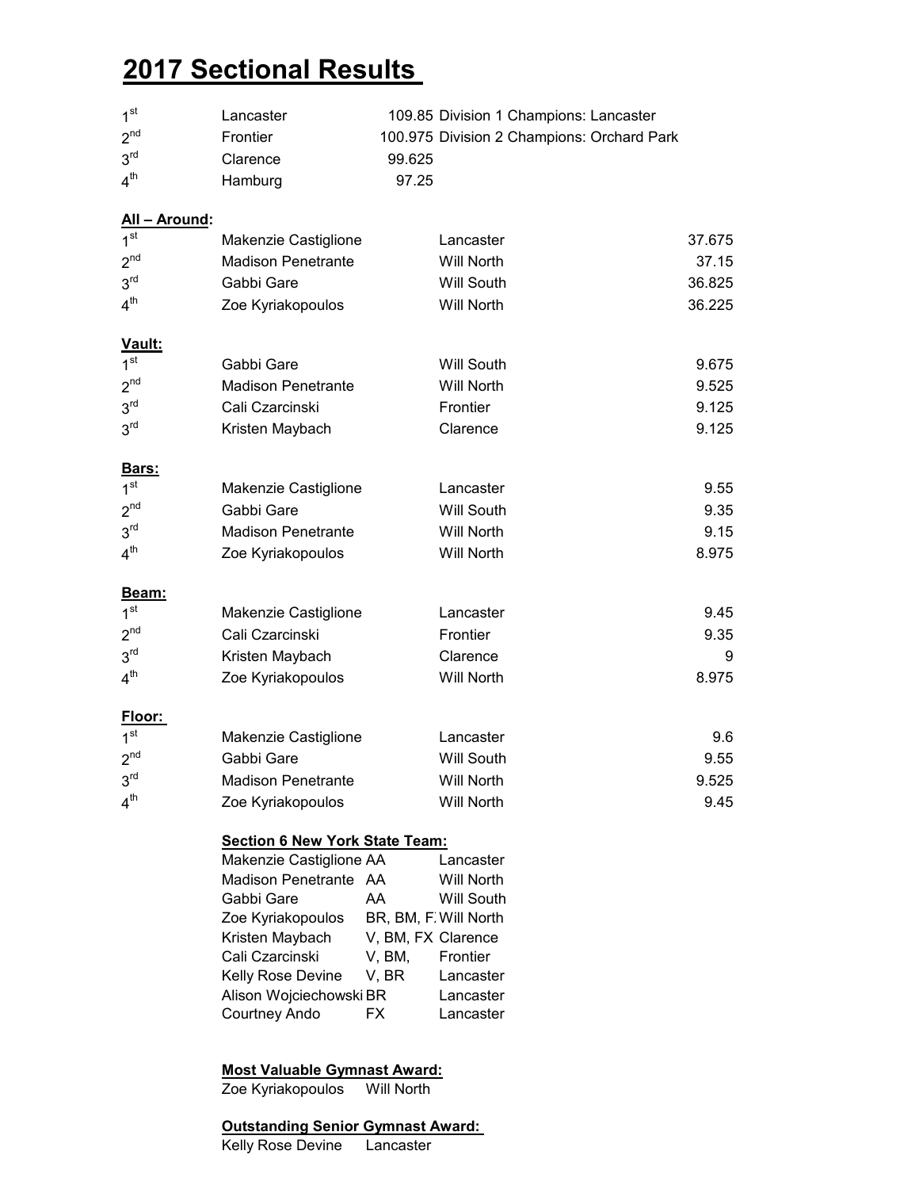# 2017 Sectional Results

| | | | |
|---|---|---|---|
| 1st | Lancaster | 109.85 | Division 1 Champions: Lancaster |
| 2nd | Frontier | 100.975 | Division 2 Champions: Orchard Park |
| 3rd | Clarence | 99.625 | |
| 4th | Hamburg | 97.25 | |

**All – Around:**

| | | | |
|---|---|---|---|
| 1st | Makenzie Castiglione | Lancaster | 37.675 |
| 2nd | Madison Penetrante | Will North | 37.15 |
| 3rd | Gabbi Gare | Will South | 36.825 |
| 4th | Zoe Kyriakopoulos | Will North | 36.225 |

**Vault:**

| | | | |
|---|---|---|---|
| 1st | Gabbi Gare | Will South | 9.675 |
| 2nd | Madison Penetrante | Will North | 9.525 |
| 3rd | Cali Czarcinski | Frontier | 9.125 |
| 3rd | Kristen Maybach | Clarence | 9.125 |

**Bars:**

| | | | |
|---|---|---|---|
| 1st | Makenzie Castiglione | Lancaster | 9.55 |
| 2nd | Gabbi Gare | Will South | 9.35 |
| 3rd | Madison Penetrante | Will North | 9.15 |
| 4th | Zoe Kyriakopoulos | Will North | 8.975 |

**Beam:**

| | | | |
|---|---|---|---|
| 1st | Makenzie Castiglione | Lancaster | 9.45 |
| 2nd | Cali Czarcinski | Frontier | 9.35 |
| 3rd | Kristen Maybach | Clarence | 9 |
| 4th | Zoe Kyriakopoulos | Will North | 8.975 |

**Floor:**

| | | | |
|---|---|---|---|
| 1st | Makenzie Castiglione | Lancaster | 9.6 |
| 2nd | Gabbi Gare | Will South | 9.55 |
| 3rd | Madison Penetrante | Will North | 9.525 |
| 4th | Zoe Kyriakopoulos | Will North | 9.45 |

**Section 6 New York State Team:**

| | | |
|---|---|---|
| Makenzie Castiglione | AA | Lancaster |
| Madison Penetrante | AA | Will North |
| Gabbi Gare | AA | Will South |
| Zoe Kyriakopoulos | BR, BM, FX | Will North |
| Kristen Maybach | V, BM, FX | Clarence |
| Cali Czarcinski | V, BM, | Frontier |
| Kelly Rose Devine | V, BR | Lancaster |
| Alison Wojciechowski | BR | Lancaster |
| Courtney Ando | FX | Lancaster |

**Most Valuable Gymnast Award:**

Zoe Kyriakopoulos Will North

**Outstanding Senior Gymnast Award:**

Kelly Rose Devine Lancaster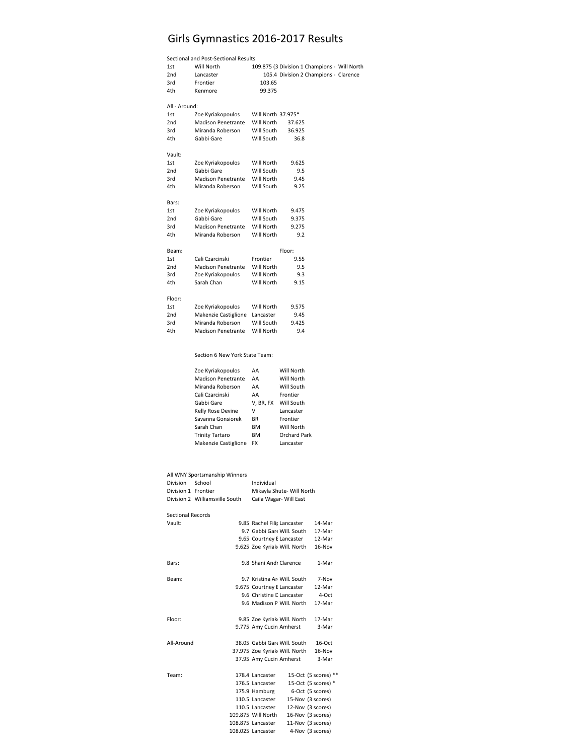# Girls Gymnastics 2016-2017 Results

Sectional and Post-Sectional Results

| | | | |
|---|---|---|---|
| 1st | Will North | 109.875 | (3 Division 1 Champions - Will North |
| 2nd | Lancaster | 105.4 | Division 2 Champions - Clarence |
| 3rd | Frontier | 103.65 | |
| 4th | Kenmore | 99.375 | |

All - Around:

| | | | |
|---|---|---|---|
| 1st | Zoe Kyriakopoulos | Will North | 37.975* |
| 2nd | Madison Penetrante | Will North | 37.625 |
| 3rd | Miranda Roberson | Will South | 36.925 |
| 4th | Gabbi Gare | Will South | 36.8 |

Vault:

| | | | |
|---|---|---|---|
| 1st | Zoe Kyriakopoulos | Will North | 9.625 |
| 2nd | Gabbi Gare | Will South | 9.5 |
| 3rd | Madison Penetrante | Will North | 9.45 |
| 4th | Miranda Roberson | Will South | 9.25 |

Bars:

| | | | |
|---|---|---|---|
| 1st | Zoe Kyriakopoulos | Will North | 9.475 |
| 2nd | Gabbi Gare | Will South | 9.375 |
| 3rd | Madison Penetrante | Will North | 9.275 |
| 4th | Miranda Roberson | Will North | 9.2 |

Beam: Floor:

| | | | |
|---|---|---|---|
| 1st | Cali Czarcinski | Frontier | 9.55 |
| 2nd | Madison Penetrante | Will North | 9.5 |
| 3rd | Zoe Kyriakopoulos | Will North | 9.3 |
| 4th | Sarah Chan | Will North | 9.15 |

Floor:

| | | | |
|---|---|---|---|
| 1st | Zoe Kyriakopoulos | Will North | 9.575 |
| 2nd | Makenzie Castiglione | Lancaster | 9.45 |
| 3rd | Miranda Roberson | Will South | 9.425 |
| 4th | Madison Penetrante | Will North | 9.4 |

Section 6 New York State Team:

| | | |
|---|---|---|
| Zoe Kyriakopoulos | AA | Will North |
| Madison Penetrante | AA | Will North |
| Miranda Roberson | AA | Will South |
| Cali Czarcinski | AA | Frontier |
| Gabbi Gare | V, BR, FX | Will South |
| Kelly Rose Devine | V | Lancaster |
| Savanna Gonsiorek | BR | Frontier |
| Sarah Chan | BM | Will North |
| Trinity Tartaro | BM | Orchard Park |
| Makenzie Castiglione | FX | Lancaster |

All WNY Sportsmanship Winners

| Division | School | Individual |
|---|---|---|
| Division 1 | Frontier | Mikayla Shute- Will North |
| Division 2 | Williamsville South | Caila Wagar- Will East |

Sectional Records

| | | | | | |
|---|---|---|---|---|---|
| Vault: | 9.85 | Rachel Filip | Lancaster | 14-Mar | |
| | 9.7 | Gabbi Gare | Will. South | 17-Mar | |
| | 9.65 | Courtney E | Lancaster | 12-Mar | |
| | 9.625 | Zoe Kyriak | Will. North | 16-Nov | |
| Bars: | 9.8 | Shani Andr | Clarence | 1-Mar | |
| Beam: | 9.7 | Kristina Ar | Will. South | 7-Nov | |
| | 9.675 | Courtney E | Lancaster | 12-Mar | |
| | 9.6 | Christine D | Lancaster | 4-Oct | |
| | 9.6 | Madison P | Will. North | 17-Mar | |
| Floor: | 9.85 | Zoe Kyriak | Will. North | 17-Mar | |
| | 9.775 | Amy Cucin | Amherst | 3-Mar | |
| All-Around | 38.05 | Gabbi Gare | Will. South | 16-Oct | |
| | 37.975 | Zoe Kyriak | Will. North | 16-Nov | |
| | 37.95 | Amy Cucin | Amherst | 3-Mar | |
| Team: | 178.4 | | Lancaster | 15-Oct | (5 scores) ** |
| | 176.5 | | Lancaster | 15-Oct | (5 scores) * |
| | 175.9 | | Hamburg | 6-Oct | (5 scores) |
| | 110.5 | | Lancaster | 15-Nov | (3 scores) |
| | 110.5 | | Lancaster | 12-Nov | (3 scores) |
| | 109.875 | | Will North | 16-Nov | (3 scores) |
| | 108.875 | | Lancaster | 11-Nov | (3 scores) |
| | 108.025 | | Lancaster | 4-Nov | (3 scores) |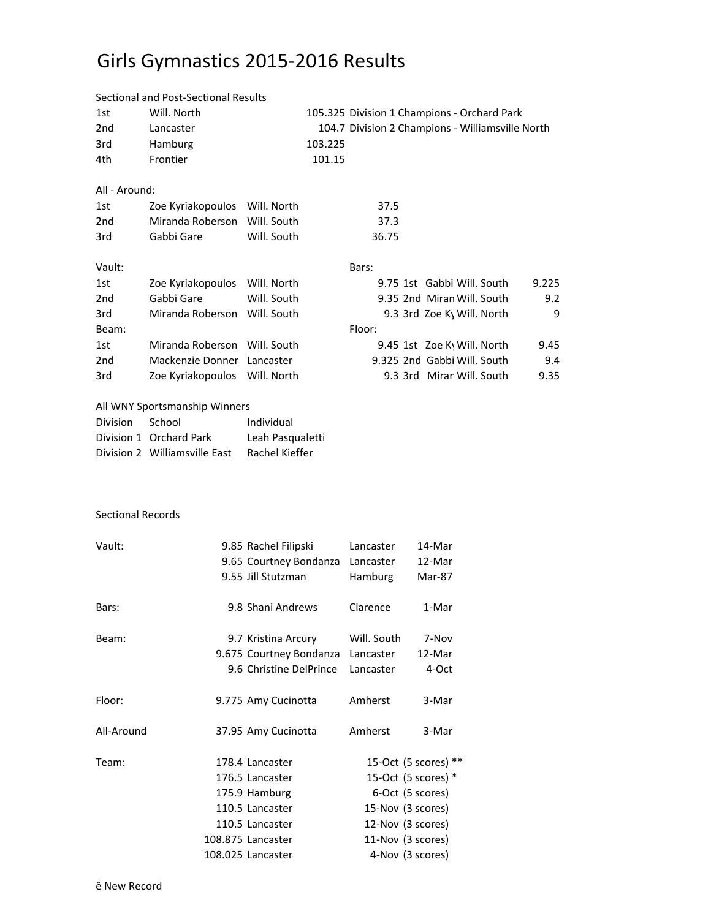# Girls Gymnastics 2015-2016 Results

Sectional and Post-Sectional Results

| | | | |
|---|---|---|---|
| 1st | Will. North | 105.325 | Division 1 Champions - Orchard Park |
| 2nd | Lancaster | 104.7 | Division 2 Champions - Williamsville North |
| 3rd | Hamburg | 103.225 | |
| 4th | Frontier | 101.15 | |

All - Around:

| | | | |
|---|---|---|---|
| 1st | Zoe Kyriakopoulos | Will. North | 37.5 |
| 2nd | Miranda Roberson | Will. South | 37.3 |
| 3rd | Gabbi Gare | Will. South | 36.75 |

Vault:

| | | | |
|---|---|---|---|
| 1st | Zoe Kyriakopoulos | Will. North | 9.75 |
| 2nd | Gabbi Gare | Will. South | 9.35 |
| 3rd | Miranda Roberson | Will. South | 9.3 |

Bars:

| | | | |
|---|---|---|---|
| 1st | Gabbi | Will. South | 9.225 |
| 2nd | Miran | Will. South | 9.2 |
| 3rd | Zoe Ky | Will. North | 9 |

Beam:

| | | | |
|---|---|---|---|
| 1st | Miranda Roberson | Will. South | 9.45 |
| 2nd | Mackenzie Donner | Lancaster | 9.325 |
| 3rd | Zoe Kyriakopoulos | Will. North | 9.3 |

Floor:

| | | | |
|---|---|---|---|
| 1st | Zoe Ky | Will. North | 9.45 |
| 2nd | Gabbi | Will. South | 9.4 |
| 3rd | Miran | Will. South | 9.35 |

All WNY Sportsmanship Winners

| Division | School | Individual |
|---|---|---|
| Division 1 | Orchard Park | Leah Pasqualetti |
| Division 2 | Williamsville East | Rachel Kieffer |

Sectional Records

| | | | | | |
|---|---|---|---|---|---|
| Vault: | 9.85 | Rachel Filipski | Lancaster | 14-Mar | |
| | 9.65 | Courtney Bondanza | Lancaster | 12-Mar | |
| | 9.55 | Jill Stutzman | Hamburg | Mar-87 | |
| Bars: | 9.8 | Shani Andrews | Clarence | 1-Mar | |
| Beam: | 9.7 | Kristina Arcury | Will. South | 7-Nov | |
| | 9.675 | Courtney Bondanza | Lancaster | 12-Mar | |
| | 9.6 | Christine DelPrince | Lancaster | 4-Oct | |
| Floor: | 9.775 | Amy Cucinotta | Amherst | 3-Mar | |
| All-Around | 37.95 | Amy Cucinotta | Amherst | 3-Mar | |
| Team: | 178.4 | Lancaster | | 15-Oct | (5 scores) ** |
| | 176.5 | Lancaster | | 15-Oct | (5 scores) * |
| | 175.9 | Hamburg | | 6-Oct | (5 scores) |
| | 110.5 | Lancaster | | 15-Nov | (3 scores) |
| | 110.5 | Lancaster | | 12-Nov | (3 scores) |
| | 108.875 | Lancaster | | 11-Nov | (3 scores) |
| | 108.025 | Lancaster | | 4-Nov | (3 scores) |

ê New Record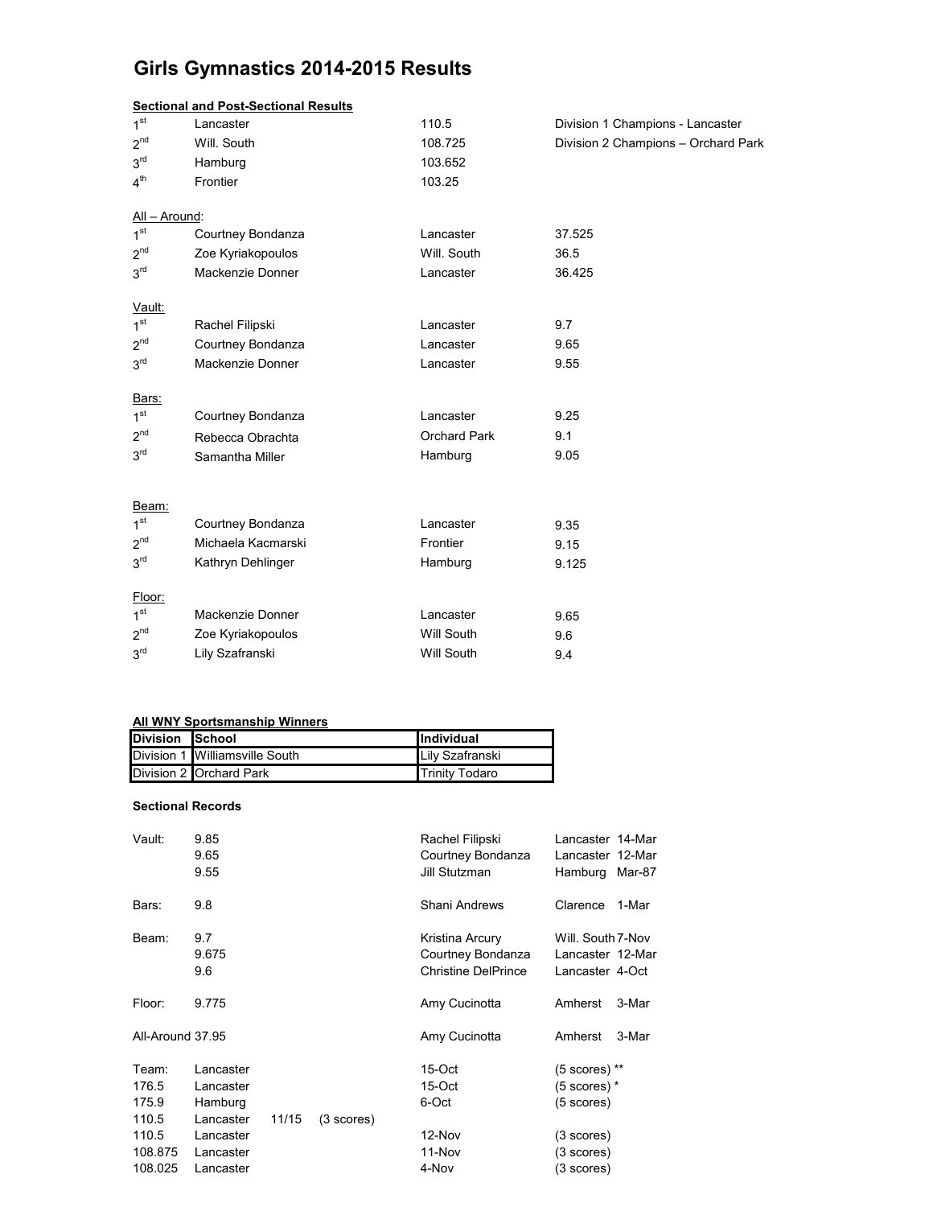# Girls Gymnastics 2014-2015 Results

**Sectional and Post-Sectional Results**

| | | | |
|---|---|---|---|
| 1st | Lancaster | 110.5 | Division 1 Champions - Lancaster |
| 2nd | Will. South | 108.725 | Division 2 Champions – Orchard Park |
| 3rd | Hamburg | 103.652 | |
| 4th | Frontier | 103.25 | |

All – Around:

| | | | |
|---|---|---|---|
| 1st | Courtney Bondanza | Lancaster | 37.525 |
| 2nd | Zoe Kyriakopoulos | Will. South | 36.5 |
| 3rd | Mackenzie Donner | Lancaster | 36.425 |

Vault:

| | | | |
|---|---|---|---|
| 1st | Rachel Filipski | Lancaster | 9.7 |
| 2nd | Courtney Bondanza | Lancaster | 9.65 |
| 3rd | Mackenzie Donner | Lancaster | 9.55 |

Bars:

| | | | |
|---|---|---|---|
| 1st | Courtney Bondanza | Lancaster | 9.25 |
| 2nd | Rebecca Obrachta | Orchard Park | 9.1 |
| 3rd | Samantha Miller | Hamburg | 9.05 |

Beam:

| | | | |
|---|---|---|---|
| 1st | Courtney Bondanza | Lancaster | 9.35 |
| 2nd | Michaela Kacmarski | Frontier | 9.15 |
| 3rd | Kathryn Dehlinger | Hamburg | 9.125 |

Floor:

| | | | |
|---|---|---|---|
| 1st | Mackenzie Donner | Lancaster | 9.65 |
| 2nd | Zoe Kyriakopoulos | Will South | 9.6 |
| 3rd | Lily Szafranski | Will South | 9.4 |

**All WNY Sportsmanship Winners**

| Division | School | Individual |
|---|---|---|
| Division 1 | Williamsville South | Lily Szafranski |
| Division 2 | Orchard Park | Trinity Todaro |

**Sectional Records**

| | | | |
|---|---|---|---|
| Vault: | 9.85 | Rachel Filipski | Lancaster 14-Mar |
| | 9.65 | Courtney Bondanza | Lancaster 12-Mar |
| | 9.55 | Jill Stutzman | Hamburg Mar-87 |
| Bars: | 9.8 | Shani Andrews | Clarence 1-Mar |
| Beam: | 9.7 | Kristina Arcury | Will. South 7-Nov |
| | 9.675 | Courtney Bondanza | Lancaster 12-Mar |
| | 9.6 | Christine DelPrince | Lancaster 4-Oct |
| Floor: | 9.775 | Amy Cucinotta | Amherst 3-Mar |
| All-Around | 37.95 | Amy Cucinotta | Amherst 3-Mar |

| | | | |
|---|---|---|---|
| Team: | Lancaster | 15-Oct | (5 scores) ** |
| 176.5 | Lancaster | 15-Oct | (5 scores) * |
| 175.9 | Hamburg | 6-Oct | (5 scores) |
| 110.5 | Lancaster 11/15 (3 scores) | | |
| 110.5 | Lancaster | 12-Nov | (3 scores) |
| 108.875 | Lancaster | 11-Nov | (3 scores) |
| 108.025 | Lancaster | 4-Nov | (3 scores) |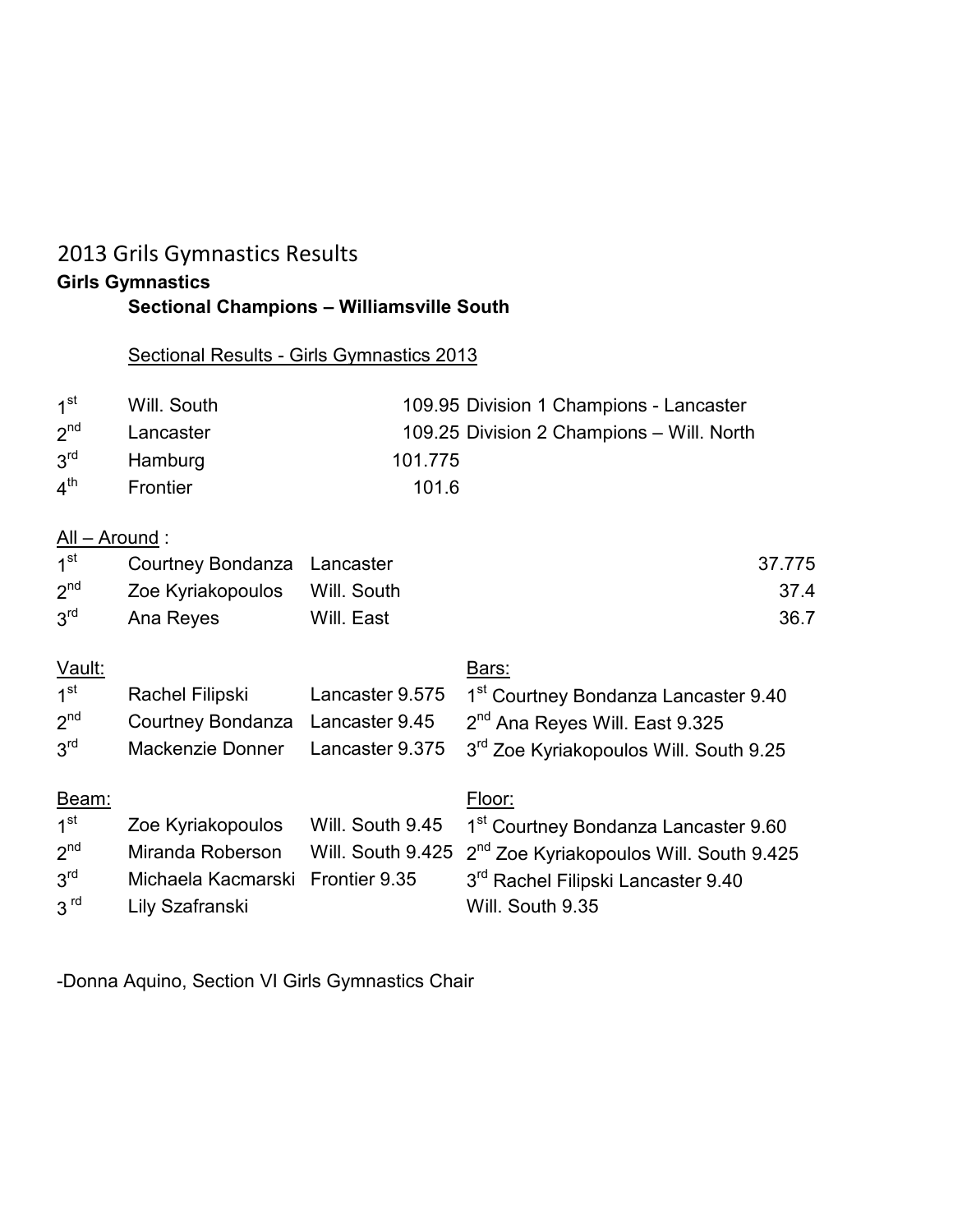# 2013 Grils Gymnastics Results

**Girls Gymnastics**

**Sectional Champions – Williamsville South**

Sectional Results - Girls Gymnastics 2013

| | | | |
|---|---|---|---|
| 1st | Will. South | 109.95 | Division 1 Champions - Lancaster |
| 2nd | Lancaster | 109.25 | Division 2 Champions – Will. North |
| 3rd | Hamburg | 101.775 | |
| 4th | Frontier | 101.6 | |

All – Around :

| | | | |
|---|---|---|---|
| 1st | Courtney Bondanza | Lancaster | 37.775 |
| 2nd | Zoe Kyriakopoulos | Will. South | 37.4 |
| 3rd | Ana Reyes | Will. East | 36.7 |

| Vault: | | | Bars: |
|---|---|---|---|
| 1st | Rachel Filipski | Lancaster 9.575 | 1st Courtney Bondanza Lancaster 9.40 |
| 2nd | Courtney Bondanza | Lancaster 9.45 | 2nd Ana Reyes Will. East 9.325 |
| 3rd | Mackenzie Donner | Lancaster 9.375 | 3rd Zoe Kyriakopoulos Will. South 9.25 |

| Beam: | | | Floor: |
|---|---|---|---|
| 1st | Zoe Kyriakopoulos | Will. South 9.45 | 1st Courtney Bondanza Lancaster 9.60 |
| 2nd | Miranda Roberson | Will. South 9.425 | 2nd Zoe Kyriakopoulos Will. South 9.425 |
| 3rd | Michaela Kacmarski | Frontier 9.35 | 3rd Rachel Filipski Lancaster 9.40 |
| 3rd | Lily Szafranski | | Will. South 9.35 |

-Donna Aquino, Section VI Girls Gymnastics Chair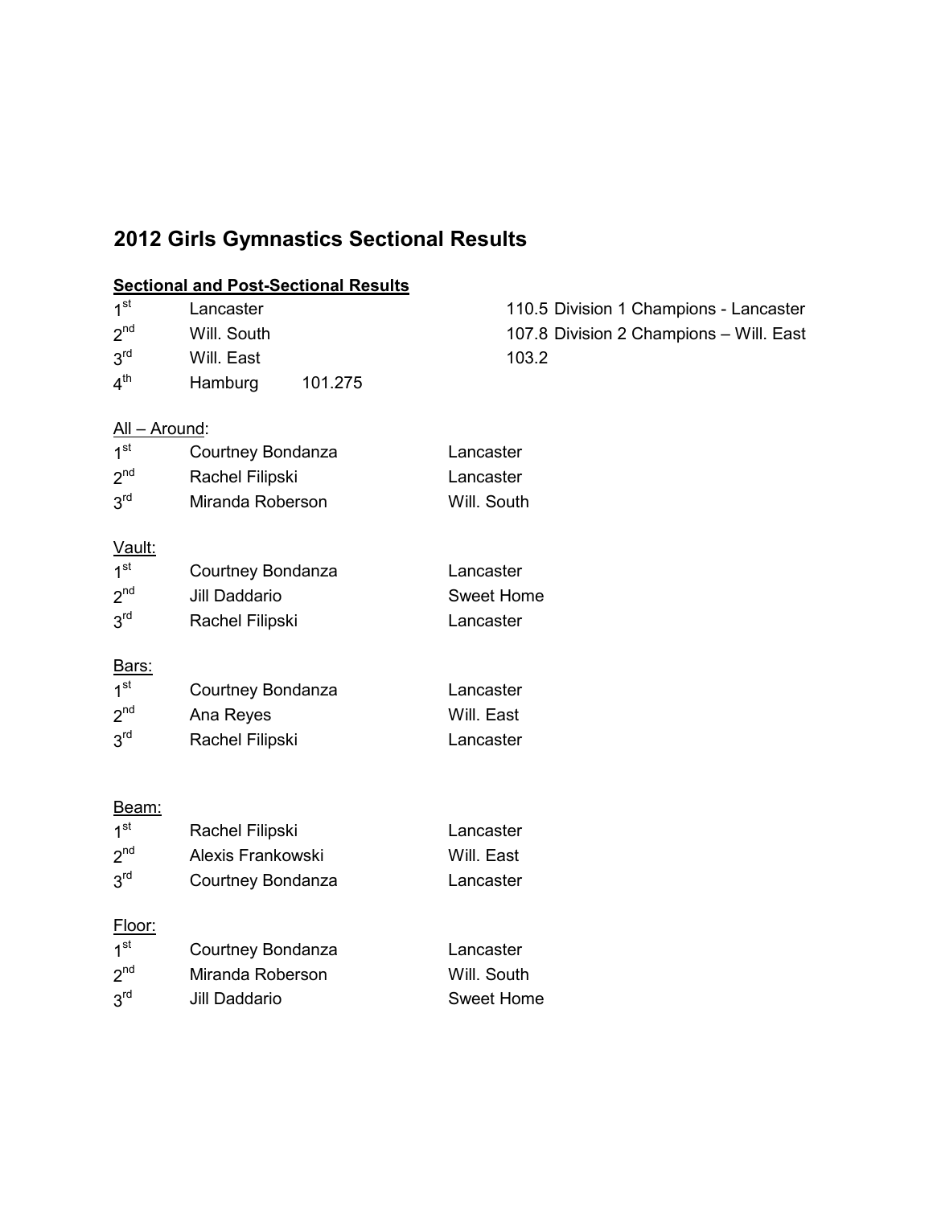## 2012 Girls Gymnastics Sectional Results

**Sectional and Post-Sectional Results**

| | | | |
|---|---|---|---|
| 1st | Lancaster | | 110.5 Division 1 Champions - Lancaster |
| 2nd | Will. South | | 107.8 Division 2 Champions – Will. East |
| 3rd | Will. East | | 103.2 |
| 4th | Hamburg | 101.275 | |

All – Around:

| | | |
|---|---|---|
| 1st | Courtney Bondanza | Lancaster |
| 2nd | Rachel Filipski | Lancaster |
| 3rd | Miranda Roberson | Will. South |

Vault:

| | | |
|---|---|---|
| 1st | Courtney Bondanza | Lancaster |
| 2nd | Jill Daddario | Sweet Home |
| 3rd | Rachel Filipski | Lancaster |

Bars:

| | | |
|---|---|---|
| 1st | Courtney Bondanza | Lancaster |
| 2nd | Ana Reyes | Will. East |
| 3rd | Rachel Filipski | Lancaster |

Beam:

| | | |
|---|---|---|
| 1st | Rachel Filipski | Lancaster |
| 2nd | Alexis Frankowski | Will. East |
| 3rd | Courtney Bondanza | Lancaster |

Floor:

| | | |
|---|---|---|
| 1st | Courtney Bondanza | Lancaster |
| 2nd | Miranda Roberson | Will. South |
| 3rd | Jill Daddario | Sweet Home |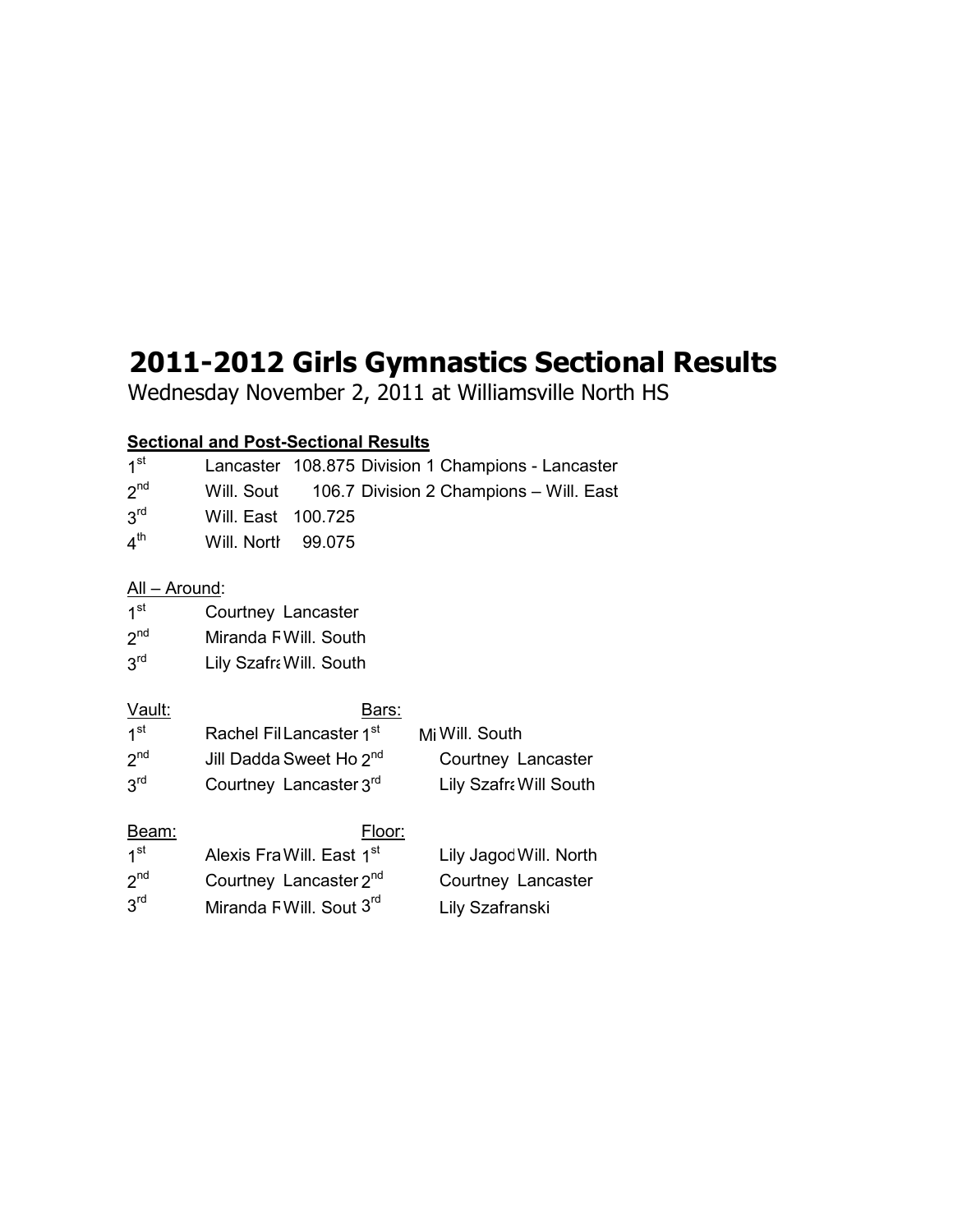# 2011-2012 Girls Gymnastics Sectional Results

Wednesday November 2, 2011 at Williamsville North HS

**Sectional and Post-Sectional Results**

| | | | |
|---|---|---|---|
| 1st | Lancaster | 108.875 | Division 1 Champions - Lancaster |
| 2nd | Will. Sout | 106.7 | Division 2 Champions – Will. East |
| 3rd | Will. East | 100.725 | |
| 4th | Will. Nortl | 99.075 | |

All – Around:

| | | |
|---|---|---|
| 1st | Courtney | Lancaster |
| 2nd | Miranda F | Will. South |
| 3rd | Lily Szafra | Will. South |

| Vault: | | | Bars: | | |
|---|---|---|---|---|---|
| 1st | Rachel Fil | Lancaster | 1st | Mi | Will. South |
| 2nd | Jill Dadda | Sweet Ho | 2nd | Courtney | Lancaster |
| 3rd | Courtney | Lancaster | 3rd | Lily Szafra | Will South |

| Beam: | | | Floor: | | |
|---|---|---|---|---|---|
| 1st | Alexis Fra | Will. East | 1st | Lily Jagod | Will. North |
| 2nd | Courtney | Lancaster | 2nd | Courtney | Lancaster |
| 3rd | Miranda F | Will. Sout | 3rd | Lily Szafranski | |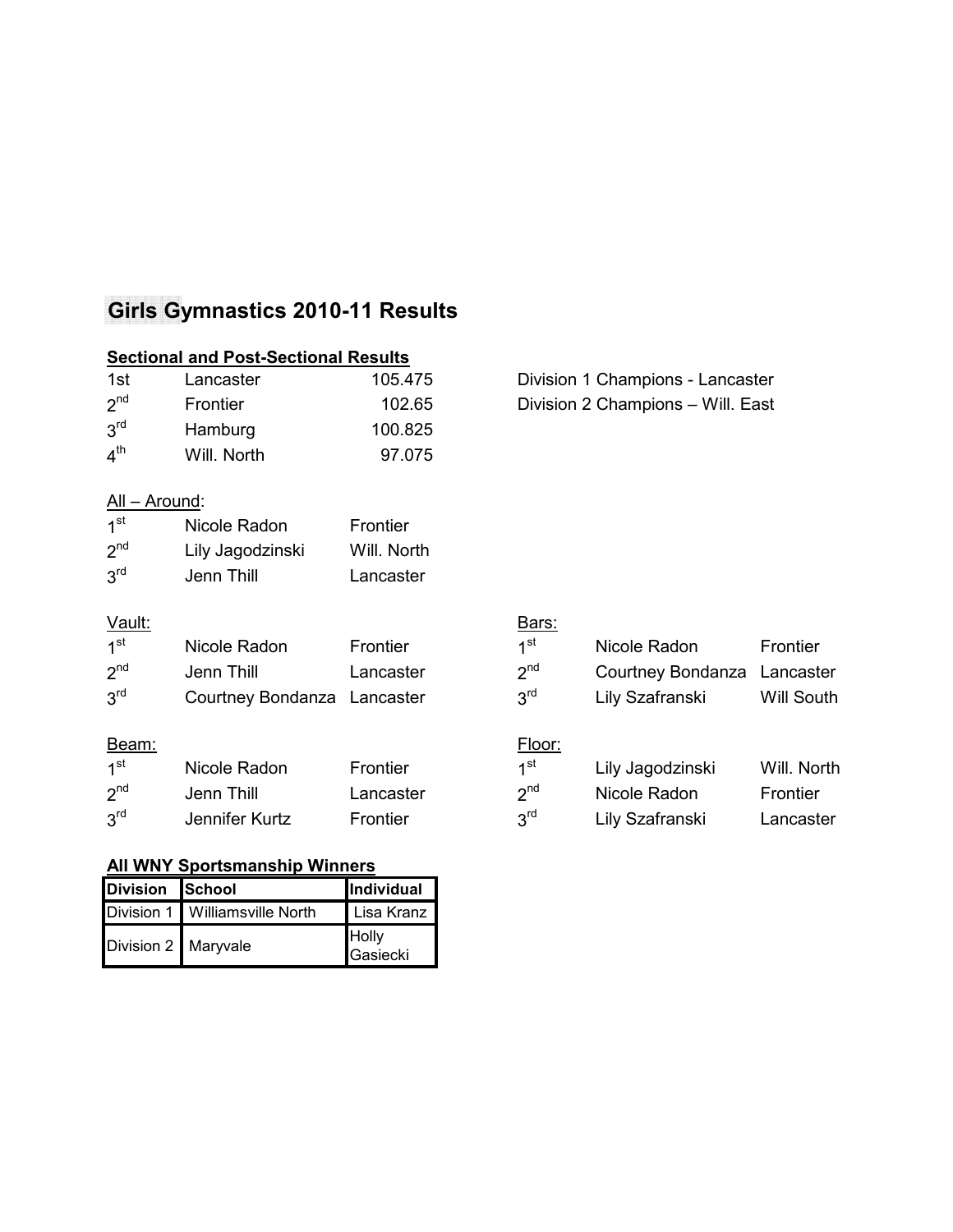## Girls Gymnastics 2010-11 Results

**Sectional and Post-Sectional Results**

| | | |
|---|---|---|
| 1st | Lancaster | 105.475 |
| 2nd | Frontier | 102.65 |
| 3rd | Hamburg | 100.825 |
| 4th | Will. North | 97.075 |

Division 1 Champions - Lancaster
Division 2 Champions – Will. East

All – Around:

| | | |
|---|---|---|
| 1st | Nicole Radon | Frontier |
| 2nd | Lily Jagodzinski | Will. North |
| 3rd | Jenn Thill | Lancaster |

Vault:

| | | |
|---|---|---|
| 1st | Nicole Radon | Frontier |
| 2nd | Jenn Thill | Lancaster |
| 3rd | Courtney Bondanza | Lancaster |

Bars:

| | | |
|---|---|---|
| 1st | Nicole Radon | Frontier |
| 2nd | Courtney Bondanza | Lancaster |
| 3rd | Lily Szafranski | Will South |

Beam:

| | | |
|---|---|---|
| 1st | Nicole Radon | Frontier |
| 2nd | Jenn Thill | Lancaster |
| 3rd | Jennifer Kurtz | Frontier |

Floor:

| | | |
|---|---|---|
| 1st | Lily Jagodzinski | Will. North |
| 2nd | Nicole Radon | Frontier |
| 3rd | Lily Szafranski | Lancaster |

**All WNY Sportsmanship Winners**

| Division | School | Individual |
|---|---|---|
| Division 1 | Williamsville North | Lisa Kranz |
| Division 2 | Maryvale | Holly Gasiecki |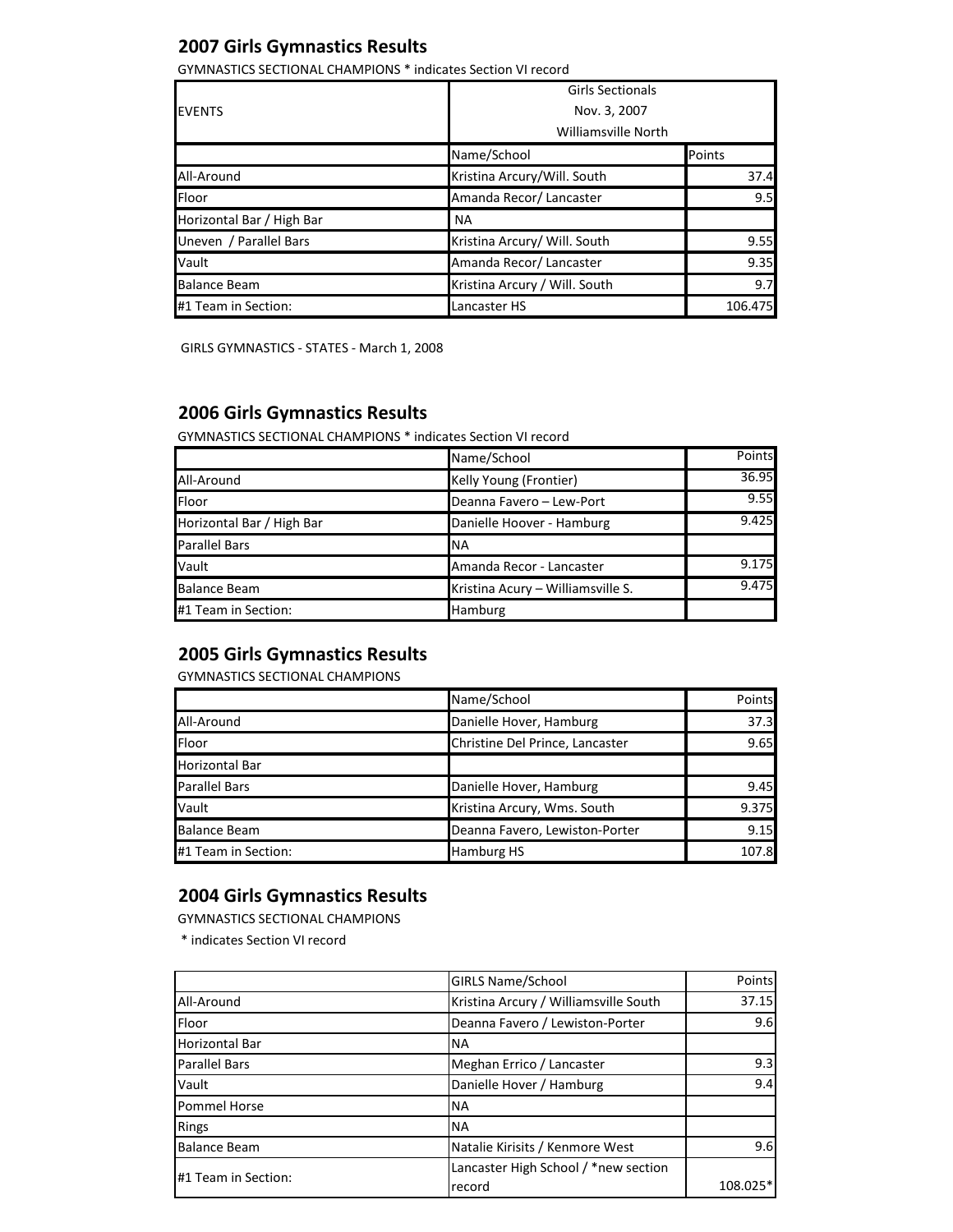## 2007 Girls Gymnastics Results

GYMNASTICS SECTIONAL CHAMPIONS * indicates Section VI record

| EVENTS | Girls Sectionals Nov. 3, 2007 Williamsville North | |
|---|---|---|
| | Name/School | Points |
| All-Around | Kristina Arcury/Will. South | 37.4 |
| Floor | Amanda Recor/ Lancaster | 9.5 |
| Horizontal Bar / High Bar | NA | |
| Uneven / Parallel Bars | Kristina Arcury/ Will. South | 9.55 |
| Vault | Amanda Recor/ Lancaster | 9.35 |
| Balance Beam | Kristina Arcury / Will. South | 9.7 |
| #1 Team in Section: | Lancaster HS | 106.475 |

GIRLS GYMNASTICS - STATES - March 1, 2008

## 2006 Girls Gymnastics Results

GYMNASTICS SECTIONAL CHAMPIONS * indicates Section VI record

| | Name/School | Points |
|---|---|---|
| All-Around | Kelly Young (Frontier) | 36.95 |
| Floor | Deanna Favero – Lew-Port | 9.55 |
| Horizontal Bar / High Bar | Danielle Hoover - Hamburg | 9.425 |
| Parallel Bars | NA | |
| Vault | Amanda Recor - Lancaster | 9.175 |
| Balance Beam | Kristina Acury – Williamsville S. | 9.475 |
| #1 Team in Section: | Hamburg | |

## 2005 Girls Gymnastics Results

GYMNASTICS SECTIONAL CHAMPIONS

| | Name/School | Points |
|---|---|---|
| All-Around | Danielle Hover, Hamburg | 37.3 |
| Floor | Christine Del Prince, Lancaster | 9.65 |
| Horizontal Bar | | |
| Parallel Bars | Danielle Hover, Hamburg | 9.45 |
| Vault | Kristina Arcury, Wms. South | 9.375 |
| Balance Beam | Deanna Favero, Lewiston-Porter | 9.15 |
| #1 Team in Section: | Hamburg HS | 107.8 |

## 2004 Girls Gymnastics Results

GYMNASTICS SECTIONAL CHAMPIONS

* indicates Section VI record

| | GIRLS Name/School | Points |
|---|---|---|
| All-Around | Kristina Arcury / Williamsville South | 37.15 |
| Floor | Deanna Favero / Lewiston-Porter | 9.6 |
| Horizontal Bar | NA | |
| Parallel Bars | Meghan Errico / Lancaster | 9.3 |
| Vault | Danielle Hover / Hamburg | 9.4 |
| Pommel Horse | NA | |
| Rings | NA | |
| Balance Beam | Natalie Kirisits / Kenmore West | 9.6 |
| #1 Team in Section: | Lancaster High School / *new section record | 108.025* |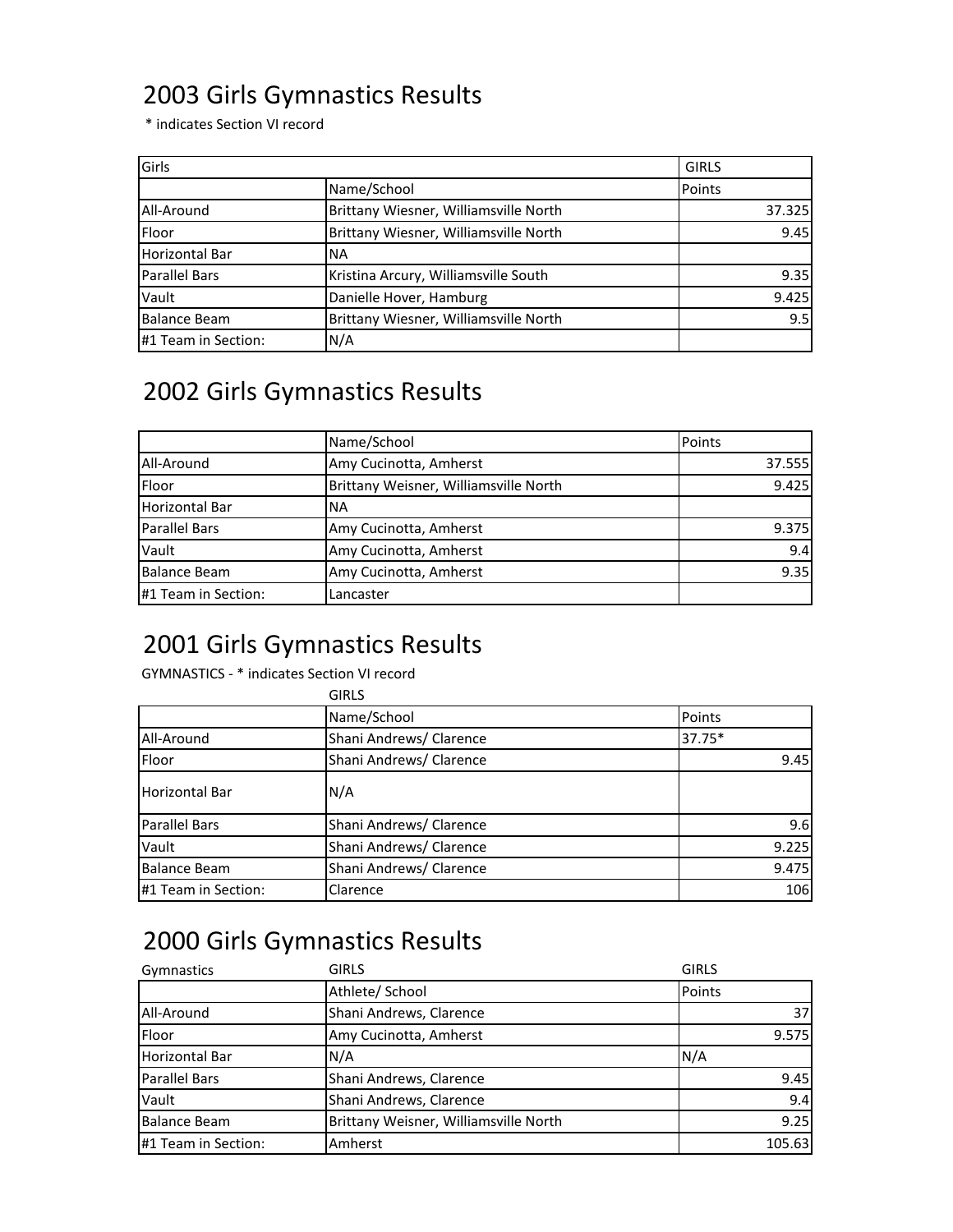## 2003 Girls Gymnastics Results

* indicates Section VI record

| Girls | | GIRLS |
|---|---|---|
| | Name/School | Points |
| All-Around | Brittany Wiesner, Williamsville North | 37.325 |
| Floor | Brittany Wiesner, Williamsville North | 9.45 |
| Horizontal Bar | NA | |
| Parallel Bars | Kristina Arcury, Williamsville South | 9.35 |
| Vault | Danielle Hover, Hamburg | 9.425 |
| Balance Beam | Brittany Wiesner, Williamsville North | 9.5 |
| #1 Team in Section: | N/A | |

## 2002 Girls Gymnastics Results

| | Name/School | Points |
|---|---|---|
| All-Around | Amy Cucinotta, Amherst | 37.555 |
| Floor | Brittany Weisner, Williamsville North | 9.425 |
| Horizontal Bar | NA | |
| Parallel Bars | Amy Cucinotta, Amherst | 9.375 |
| Vault | Amy Cucinotta, Amherst | 9.4 |
| Balance Beam | Amy Cucinotta, Amherst | 9.35 |
| #1 Team in Section: | Lancaster | |

## 2001 Girls Gymnastics Results

GYMNASTICS - * indicates Section VI record

| | GIRLS | |
|---|---|---|
| | Name/School | Points |
| All-Around | Shani Andrews/ Clarence | 37.75* |
| Floor | Shani Andrews/ Clarence | 9.45 |
| Horizontal Bar | N/A | |
| Parallel Bars | Shani Andrews/ Clarence | 9.6 |
| Vault | Shani Andrews/ Clarence | 9.225 |
| Balance Beam | Shani Andrews/ Clarence | 9.475 |
| #1 Team in Section: | Clarence | 106 |

## 2000 Girls Gymnastics Results

| Gymnastics | GIRLS | GIRLS |
|---|---|---|
| | Athlete/ School | Points |
| All-Around | Shani Andrews, Clarence | 37 |
| Floor | Amy Cucinotta, Amherst | 9.575 |
| Horizontal Bar | N/A | N/A |
| Parallel Bars | Shani Andrews, Clarence | 9.45 |
| Vault | Shani Andrews, Clarence | 9.4 |
| Balance Beam | Brittany Weisner, Williamsville North | 9.25 |
| #1 Team in Section: | Amherst | 105.63 |